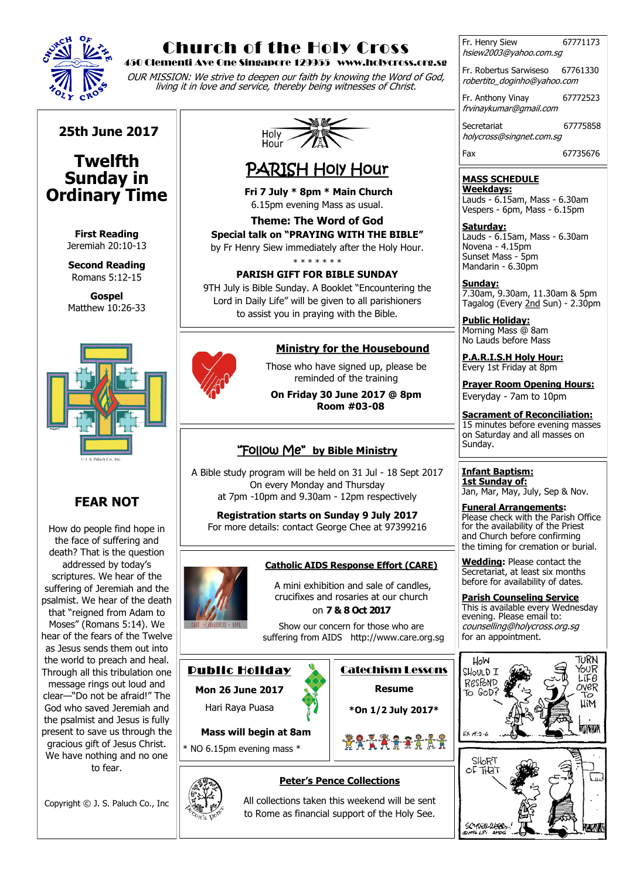# Church of the Holy Cross

450 Clementi Ave One Singapore 129955 www.holycross.org.sg

*OUR MISSION: We strive to deepen our faith by knowing the Word of God, living it in love and service, thereby being witnesses of Christ.*

## 25th June 2017

# Twelfth Sunday in Ordinary Time

**First Reading**
Jeremiah 20:10-13

**Second Reading**
Romans 5:12-15

**Gospel**
Matthew 10:26-33

© J. S. Paluch Co., Inc.

## FEAR NOT

How do people find hope in the face of suffering and death? That is the question addressed by today's scriptures. We hear of the suffering of Jeremiah and the psalmist. We hear of the death that "reigned from Adam to Moses" (Romans 5:14). We hear of the fears of the Twelve as Jesus sends them out into the world to preach and heal. Through all this tribulation one message rings out loud and clear—"Do not be afraid!" The God who saved Jeremiah and the psalmist and Jesus is fully present to save us through the gracious gift of Jesus Christ. We have nothing and no one to fear.

Copyright © J. S. Paluch Co., Inc

Holy Hour

## PARISH Holy Hour

**Fri 7 July * 8pm * Main Church**
6.15pm evening Mass as usual.

**Theme: The Word of God**
**Special talk on "PRAYING WITH THE BIBLE"**
by Fr Henry Siew immediately after the Holy Hour.

\* \* \* \* \* \* \*

**PARISH GIFT FOR BIBLE SUNDAY**
9TH July is Bible Sunday. A Booklet "Encountering the Lord in Daily Life" will be given to all parishioners to assist you in praying with the Bible.

## Ministry for the Housebound

Those who have signed up, please be reminded of the training

**On Friday 30 June 2017 @ 8pm**
**Room #03-08**

## "Follow Me" by Bible Ministry

A Bible study program will be held on 31 Jul - 18 Sept 2017
On every Monday and Thursday
at 7pm -10pm and 9.30am - 12pm respectively

**Registration starts on Sunday 9 July 2017**
For more details: contact George Chee at 97399216

## Catholic AIDS Response Effort (CARE)

CARE · AWARENESS · HOPE

A mini exhibition and sale of candles, crucifixes and rosaries at our church on **7 & 8 Oct 2017**

Show our concern for those who are suffering from AIDS http://www.care.org.sg

## Public Holiday

**Mon 26 June 2017**
Hari Raya Puasa

**Mass will begin at 8am**
\* NO 6.15pm evening mass \*

## Catechism Lessons

**Resume**

**\*On 1/2 July 2017\***

## Peter's Pence Collections

All collections taken this weekend will be sent to Rome as financial support of the Holy See.

---

Fr. Henry Siew 67771173
*hsiew2003@yahoo.com.sg*

Fr. Robertus Sarwiseso 67761330
*robertito_doginho@yahoo.com*

Fr. Anthony Vinay 67772523
*frvinaykumar@gmail.com*

Secretariat 67775858
*holycross@singnet.com.sg*

Fax 67735676

**MASS SCHEDULE**

**Weekdays:**
Lauds - 6.15am, Mass - 6.30am
Vespers - 6pm, Mass - 6.15pm

**Saturday:**
Lauds - 6.15am, Mass - 6.30am
Novena - 4.15pm
Sunset Mass - 5pm
Mandarin - 6.30pm

**Sunday:**
7.30am, 9.30am, 11.30am & 5pm
Tagalog (Every 2nd Sun) - 2.30pm

**Public Holiday:**
Morning Mass @ 8am
No Lauds before Mass

**P.A.R.I.S.H Holy Hour:**
Every 1st Friday at 8pm

**Prayer Room Opening Hours:**
Everyday - 7am to 10pm

**Sacrament of Reconciliation:**
15 minutes before evening masses on Saturday and all masses on Sunday.

**Infant Baptism:**
**1st Sunday of:**
Jan, Mar, May, July, Sep & Nov.

**Funeral Arrangements:**
Please check with the Parish Office for the availability of the Priest and Church before confirming the timing for cremation or burial.

**Wedding:** Please contact the Secretariat, at least six months before for availability of dates.

**Parish Counseling Service**
This is available every Wednesday evening. Please email to: *counselling@holycross.org.sg* for an appointment.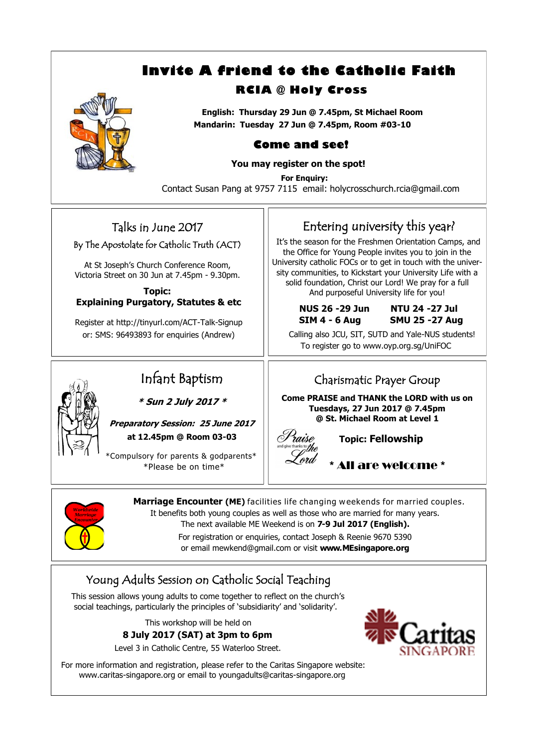# Invite A friend to the Catholic Faith

## RCIA @ Holy Cross

**English: Thursday 29 Jun @ 7.45pm, St Michael Room**
**Mandarin: Tuesday 27 Jun @ 7.45pm, Room #03-10**

### Come and see!

**You may register on the spot!**

**For Enquiry:**
Contact Susan Pang at 9757 7115 email: holycrosschurch.rcia@gmail.com

## Talks in June 2017

By The Apostolate for Catholic Truth (ACT)

At St Joseph's Church Conference Room, Victoria Street on 30 Jun at 7.45pm - 9.30pm.

**Topic:**
**Explaining Purgatory, Statutes & etc**

Register at http://tinyurl.com/ACT-Talk-Signup
or: SMS: 96493893 for enquiries (Andrew)

## Entering university this year?

It's the season for the Freshmen Orientation Camps, and the Office for Young People invites you to join in the University catholic FOCs or to get in touch with the university communities, to Kickstart your University Life with a solid foundation, Christ our Lord! We pray for a full And purposeful University life for you!

**NUS 26 -29 Jun** **NTU 24 -27 Jul**
**SIM 4 - 6 Aug** **SMU 25 -27 Aug**

Calling also JCU, SIT, SUTD and Yale-NUS students!
To register go to www.oyp.org.sg/UniFOC

## Infant Baptism

***\* Sun 2 July 2017 \****

***Preparatory Session: 25 June 2017***
**at 12.45pm @ Room 03-03**

\*Compulsory for parents & godparents\*
\*Please be on time\*

## Charismatic Prayer Group

**Come PRAISE and THANK the LORD with us on Tuesdays, 27 Jun 2017 @ 7.45pm @ St. Michael Room at Level 1**

**Topic: Fellowship**

**\* All are welcome \***

**Marriage Encounter (ME)** facilities life changing weekends for married couples. It benefits both young couples as well as those who are married for many years. The next available ME Weekend is on **7-9 Jul 2017 (English).**
For registration or enquiries, contact Joseph & Reenie 9670 5390 or email mewkend@gmail.com or visit **www.MEsingapore.org**

## Young Adults Session on Catholic Social Teaching

This session allows young adults to come together to reflect on the church's social teachings, particularly the principles of 'subsidiarity' and 'solidarity'.

This workshop will be held on
**8 July 2017 (SAT) at 3pm to 6pm**
Level 3 in Catholic Centre, 55 Waterloo Street.

For more information and registration, please refer to the Caritas Singapore website: www.caritas-singapore.org or email to youngadults@caritas-singapore.org